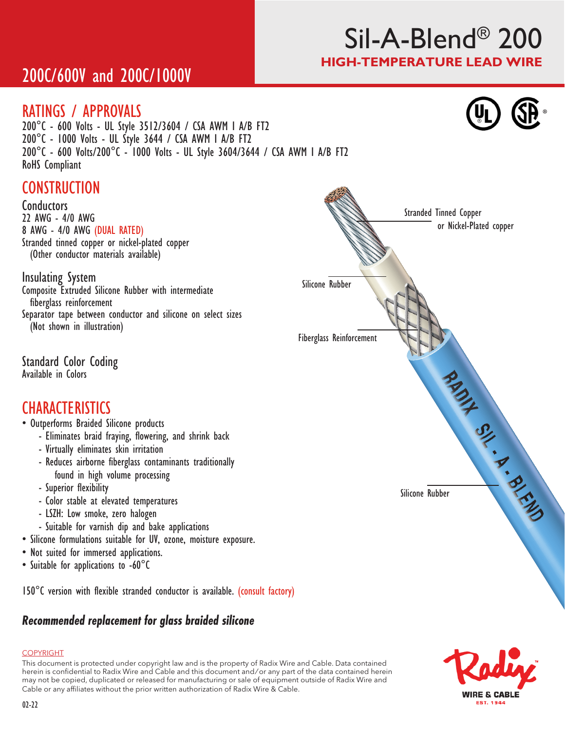# Sil-A-Blend® 200

## HIGH-TEMPERATURE LEAD WIRE

## 200C/600V and 200C/1000V

## RATINGS / APPROVALS

200°C - 600 Volts - UL Style 3512/3604 / CSA AWM I A/B FT2
200°C - 1000 Volts - UL Style 3644 / CSA AWM I A/B FT2
200°C - 600 Volts/200°C - 1000 Volts - UL Style 3604/3644 / CSA AWM I A/B FT2
RoHS Compliant

## CONSTRUCTION

### Conductors

22 AWG - 4/0 AWG
8 AWG - 4/0 AWG (DUAL RATED)
Stranded tinned copper or nickel-plated copper
(Other conductor materials available)

### Insulating System

Composite Extruded Silicone Rubber with intermediate fiberglass reinforcement
Separator tape between conductor and silicone on select sizes
(Not shown in illustration)

### Standard Color Coding

Available in Colors

Stranded Tinned Copper or Nickel-Plated copper

Silicone Rubber

Fiberglass Reinforcement

Silicone Rubber

## CHARACTERISTICS

- Outperforms Braided Silicone products
  - Eliminates braid fraying, flowering, and shrink back
  - Virtually eliminates skin irritation
  - Reduces airborne fiberglass contaminants traditionally found in high volume processing
  - Superior flexibility
  - Color stable at elevated temperatures
  - LSZH: Low smoke, zero halogen
  - Suitable for varnish dip and bake applications
- Silicone formulations suitable for UV, ozone, moisture exposure.
- Not suited for immersed applications.
- Suitable for applications to -60°C

150°C version with flexible stranded conductor is available. (consult factory)

***Recommended replacement for glass braided silicone***

COPYRIGHT

This document is protected under copyright law and is the property of Radix Wire and Cable. Data contained herein is confidential to Radix Wire and Cable and this document and/or any part of the data contained herein may not be copied, duplicated or released for manufacturing or sale of equipment outside of Radix Wire and Cable or any affiliates without the prior written authorization of Radix Wire & Cable.

02-22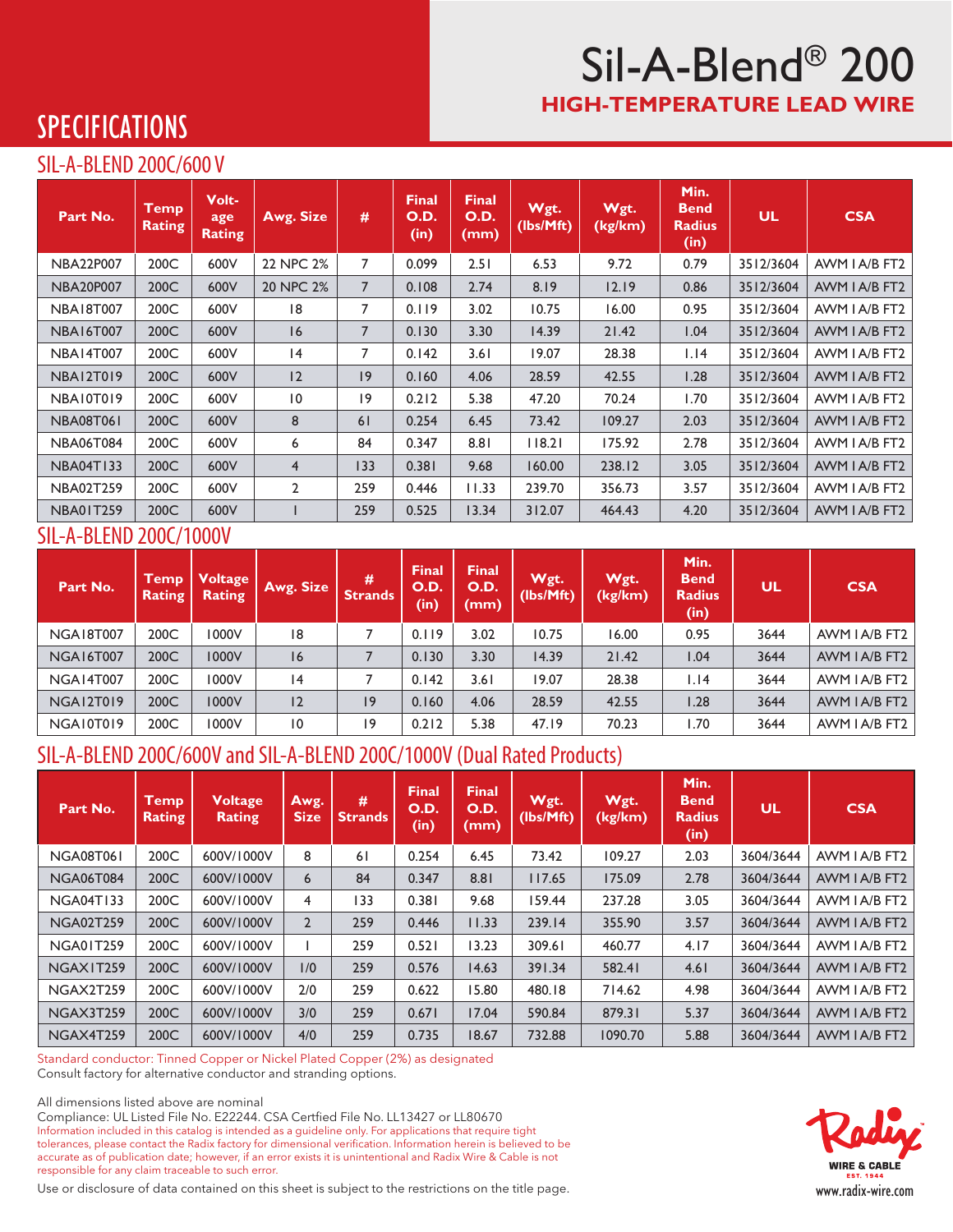# Sil-A-Blend® 200

## HIGH-TEMPERATURE LEAD WIRE

# SPECIFICATIONS

## SIL-A-BLEND 200C/600 V

| Part No. | Temp Rating | Voltage Rating | Awg. Size | # | Final O.D. (in) | Final O.D. (mm) | Wgt. (lbs/Mft) | Wgt. (kg/km) | Min. Bend Radius (in) | UL | CSA |
|---|---|---|---|---|---|---|---|---|---|---|---|
| NBA22P007 | 200C | 600V | 22 NPC 2% | 7 | 0.099 | 2.51 | 6.53 | 9.72 | 0.79 | 3512/3604 | AWM I A/B FT2 |
| NBA20P007 | 200C | 600V | 20 NPC 2% | 7 | 0.108 | 2.74 | 8.19 | 12.19 | 0.86 | 3512/3604 | AWM I A/B FT2 |
| NBA18T007 | 200C | 600V | 18 | 7 | 0.119 | 3.02 | 10.75 | 16.00 | 0.95 | 3512/3604 | AWM I A/B FT2 |
| NBA16T007 | 200C | 600V | 16 | 7 | 0.130 | 3.30 | 14.39 | 21.42 | 1.04 | 3512/3604 | AWM I A/B FT2 |
| NBA14T007 | 200C | 600V | 14 | 7 | 0.142 | 3.61 | 19.07 | 28.38 | 1.14 | 3512/3604 | AWM I A/B FT2 |
| NBA12T019 | 200C | 600V | 12 | 19 | 0.160 | 4.06 | 28.59 | 42.55 | 1.28 | 3512/3604 | AWM I A/B FT2 |
| NBA10T019 | 200C | 600V | 10 | 19 | 0.212 | 5.38 | 47.20 | 70.24 | 1.70 | 3512/3604 | AWM I A/B FT2 |
| NBA08T061 | 200C | 600V | 8 | 61 | 0.254 | 6.45 | 73.42 | 109.27 | 2.03 | 3512/3604 | AWM I A/B FT2 |
| NBA06T084 | 200C | 600V | 6 | 84 | 0.347 | 8.81 | 118.21 | 175.92 | 2.78 | 3512/3604 | AWM I A/B FT2 |
| NBA04T133 | 200C | 600V | 4 | 133 | 0.381 | 9.68 | 160.00 | 238.12 | 3.05 | 3512/3604 | AWM I A/B FT2 |
| NBA02T259 | 200C | 600V | 2 | 259 | 0.446 | 11.33 | 239.70 | 356.73 | 3.57 | 3512/3604 | AWM I A/B FT2 |
| NBA01T259 | 200C | 600V | 1 | 259 | 0.525 | 13.34 | 312.07 | 464.43 | 4.20 | 3512/3604 | AWM I A/B FT2 |

## SIL-A-BLEND 200C/1000V

| Part No. | Temp Rating | Voltage Rating | Awg. Size | # Strands | Final O.D. (in) | Final O.D. (mm) | Wgt. (lbs/Mft) | Wgt. (kg/km) | Min. Bend Radius (in) | UL | CSA |
|---|---|---|---|---|---|---|---|---|---|---|---|
| NGA18T007 | 200C | 1000V | 18 | 7 | 0.119 | 3.02 | 10.75 | 16.00 | 0.95 | 3644 | AWM I A/B FT2 |
| NGA16T007 | 200C | 1000V | 16 | 7 | 0.130 | 3.30 | 14.39 | 21.42 | 1.04 | 3644 | AWM I A/B FT2 |
| NGA14T007 | 200C | 1000V | 14 | 7 | 0.142 | 3.61 | 19.07 | 28.38 | 1.14 | 3644 | AWM I A/B FT2 |
| NGA12T019 | 200C | 1000V | 12 | 19 | 0.160 | 4.06 | 28.59 | 42.55 | 1.28 | 3644 | AWM I A/B FT2 |
| NGA10T019 | 200C | 1000V | 10 | 19 | 0.212 | 5.38 | 47.19 | 70.23 | 1.70 | 3644 | AWM I A/B FT2 |

## SIL-A-BLEND 200C/600V and SIL-A-BLEND 200C/1000V (Dual Rated Products)

| Part No. | Temp Rating | Voltage Rating | Awg. Size | # Strands | Final O.D. (in) | Final O.D. (mm) | Wgt. (lbs/Mft) | Wgt. (kg/km) | Min. Bend Radius (in) | UL | CSA |
|---|---|---|---|---|---|---|---|---|---|---|---|
| NGA08T061 | 200C | 600V/1000V | 8 | 61 | 0.254 | 6.45 | 73.42 | 109.27 | 2.03 | 3604/3644 | AWM I A/B FT2 |
| NGA06T084 | 200C | 600V/1000V | 6 | 84 | 0.347 | 8.81 | 117.65 | 175.09 | 2.78 | 3604/3644 | AWM I A/B FT2 |
| NGA04T133 | 200C | 600V/1000V | 4 | 133 | 0.381 | 9.68 | 159.44 | 237.28 | 3.05 | 3604/3644 | AWM I A/B FT2 |
| NGA02T259 | 200C | 600V/1000V | 2 | 259 | 0.446 | 11.33 | 239.14 | 355.90 | 3.57 | 3604/3644 | AWM I A/B FT2 |
| NGA01T259 | 200C | 600V/1000V | 1 | 259 | 0.521 | 13.23 | 309.61 | 460.77 | 4.17 | 3604/3644 | AWM I A/B FT2 |
| NGAX1T259 | 200C | 600V/1000V | 1/0 | 259 | 0.576 | 14.63 | 391.34 | 582.41 | 4.61 | 3604/3644 | AWM I A/B FT2 |
| NGAX2T259 | 200C | 600V/1000V | 2/0 | 259 | 0.622 | 15.80 | 480.18 | 714.62 | 4.98 | 3604/3644 | AWM I A/B FT2 |
| NGAX3T259 | 200C | 600V/1000V | 3/0 | 259 | 0.671 | 17.04 | 590.84 | 879.31 | 5.37 | 3604/3644 | AWM I A/B FT2 |
| NGAX4T259 | 200C | 600V/1000V | 4/0 | 259 | 0.735 | 18.67 | 732.88 | 1090.70 | 5.88 | 3604/3644 | AWM I A/B FT2 |

Standard conductor: Tinned Copper or Nickel Plated Copper (2%) as designated
Consult factory for alternative conductor and stranding options.

All dimensions listed above are nominal
Compliance: UL Listed File No. E22244. CSA Certfied File No. LL13427 or LL80670
Information included in this catalog is intended as a guideline only. For applications that require tight tolerances, please contact the Radix factory for dimensional verification. Information herein is believed to be accurate as of publication date; however, if an error exists it is unintentional and Radix Wire & Cable is not responsible for any claim traceable to such error.

Use or disclosure of data contained on this sheet is subject to the restrictions on the title page.

Radix WIRE & CABLE EST. 1944
www.radix-wire.com